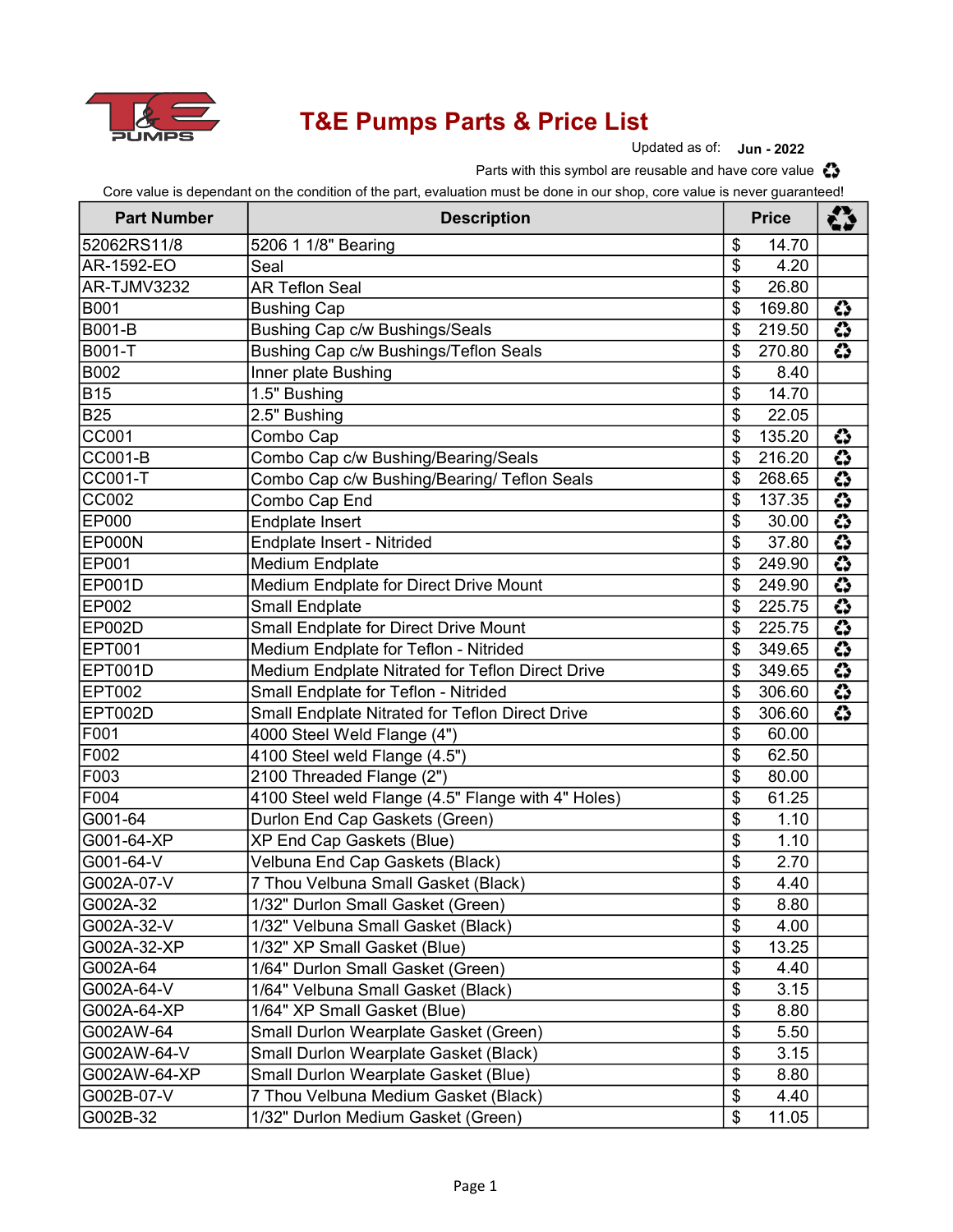# T&E Pumps Parts & Price List

Updated as of: **Jun - 2022**

Parts with this symbol are reusable and have core value ♻

Core value is dependant on the condition of the part, evaluation must be done in our shop, core value is never guaranteed!

| Part Number | Description | Price | ♻ |
|---|---|---|---|
| 52062RS11/8 | 5206 1 1/8" Bearing | $ 14.70 | |
| AR-1592-EO | Seal | $ 4.20 | |
| AR-TJMV3232 | AR Teflon Seal | $ 26.80 | |
| B001 | Bushing Cap | $ 169.80 | ♻ |
| B001-B | Bushing Cap c/w Bushings/Seals | $ 219.50 | ♻ |
| B001-T | Bushing Cap c/w Bushings/Teflon Seals | $ 270.80 | ♻ |
| B002 | Inner plate Bushing | $ 8.40 | |
| B15 | 1.5" Bushing | $ 14.70 | |
| B25 | 2.5" Bushing | $ 22.05 | |
| CC001 | Combo Cap | $ 135.20 | ♻ |
| CC001-B | Combo Cap c/w Bushing/Bearing/Seals | $ 216.20 | ♻ |
| CC001-T | Combo Cap c/w Bushing/Bearing/ Teflon Seals | $ 268.65 | ♻ |
| CC002 | Combo Cap End | $ 137.35 | ♻ |
| EP000 | Endplate Insert | $ 30.00 | ♻ |
| EP000N | Endplate Insert - Nitrided | $ 37.80 | ♻ |
| EP001 | Medium Endplate | $ 249.90 | ♻ |
| EP001D | Medium Endplate for Direct Drive Mount | $ 249.90 | ♻ |
| EP002 | Small Endplate | $ 225.75 | ♻ |
| EP002D | Small Endplate for Direct Drive Mount | $ 225.75 | ♻ |
| EPT001 | Medium Endplate for Teflon - Nitrided | $ 349.65 | ♻ |
| EPT001D | Medium Endplate Nitrated for Teflon Direct Drive | $ 349.65 | ♻ |
| EPT002 | Small Endplate for Teflon - Nitrided | $ 306.60 | ♻ |
| EPT002D | Small Endplate Nitrated for Teflon Direct Drive | $ 306.60 | ♻ |
| F001 | 4000 Steel Weld Flange (4") | $ 60.00 | |
| F002 | 4100 Steel weld Flange (4.5") | $ 62.50 | |
| F003 | 2100 Threaded Flange (2") | $ 80.00 | |
| F004 | 4100 Steel weld Flange (4.5" Flange with 4" Holes) | $ 61.25 | |
| G001-64 | Durlon End Cap Gaskets (Green) | $ 1.10 | |
| G001-64-XP | XP End Cap Gaskets (Blue) | $ 1.10 | |
| G001-64-V | Velbuna End Cap Gaskets (Black) | $ 2.70 | |
| G002A-07-V | 7 Thou Velbuna Small Gasket (Black) | $ 4.40 | |
| G002A-32 | 1/32" Durlon Small Gasket (Green) | $ 8.80 | |
| G002A-32-V | 1/32" Velbuna Small Gasket (Black) | $ 4.00 | |
| G002A-32-XP | 1/32" XP Small Gasket (Blue) | $ 13.25 | |
| G002A-64 | 1/64" Durlon Small Gasket (Green) | $ 4.40 | |
| G002A-64-V | 1/64" Velbuna Small Gasket (Black) | $ 3.15 | |
| G002A-64-XP | 1/64" XP Small Gasket (Blue) | $ 8.80 | |
| G002AW-64 | Small Durlon Wearplate Gasket (Green) | $ 5.50 | |
| G002AW-64-V | Small Durlon Wearplate Gasket (Black) | $ 3.15 | |
| G002AW-64-XP | Small Durlon Wearplate Gasket (Blue) | $ 8.80 | |
| G002B-07-V | 7 Thou Velbuna Medium Gasket (Black) | $ 4.40 | |
| G002B-32 | 1/32" Durlon Medium Gasket (Green) | $ 11.05 | |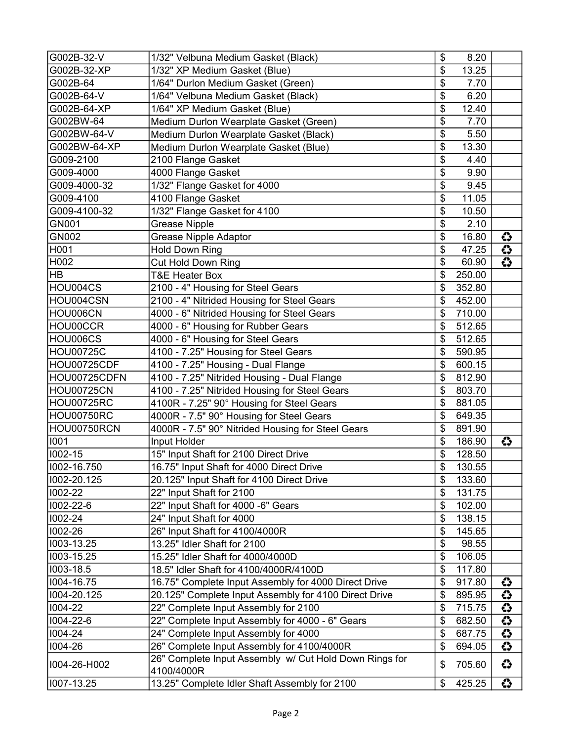| | | | |
|---|---|---|---|
| G002B-32-V | 1/32" Velbuna Medium Gasket (Black) | $ 8.20 | |
| G002B-32-XP | 1/32" XP Medium Gasket (Blue) | $ 13.25 | |
| G002B-64 | 1/64" Durlon Medium Gasket (Green) | $ 7.70 | |
| G002B-64-V | 1/64" Velbuna Medium Gasket (Black) | $ 6.20 | |
| G002B-64-XP | 1/64" XP Medium Gasket (Blue) | $ 12.40 | |
| G002BW-64 | Medium Durlon Wearplate Gasket (Green) | $ 7.70 | |
| G002BW-64-V | Medium Durlon Wearplate Gasket (Black) | $ 5.50 | |
| G002BW-64-XP | Medium Durlon Wearplate Gasket (Blue) | $ 13.30 | |
| G009-2100 | 2100 Flange Gasket | $ 4.40 | |
| G009-4000 | 4000 Flange Gasket | $ 9.90 | |
| G009-4000-32 | 1/32" Flange Gasket for 4000 | $ 9.45 | |
| G009-4100 | 4100 Flange Gasket | $ 11.05 | |
| G009-4100-32 | 1/32" Flange Gasket for 4100 | $ 10.50 | |
| GN001 | Grease Nipple | $ 2.10 | |
| GN002 | Grease Nipple Adaptor | $ 16.80 | ♻ |
| H001 | Hold Down Ring | $ 47.25 | ♻ |
| H002 | Cut Hold Down Ring | $ 60.90 | ♻ |
| HB | T&E Heater Box | $ 250.00 | |
| HOU004CS | 2100 - 4" Housing for Steel Gears | $ 352.80 | |
| HOU004CSN | 2100 - 4" Nitrided Housing for Steel Gears | $ 452.00 | |
| HOU006CN | 4000 - 6" Nitrided Housing for Steel Gears | $ 710.00 | |
| HOU00CCR | 4000 - 6" Housing for Rubber Gears | $ 512.65 | |
| HOU006CS | 4000 - 6" Housing for Steel Gears | $ 512.65 | |
| HOU00725C | 4100 - 7.25" Housing for Steel Gears | $ 590.95 | |
| HOU00725CDF | 4100 - 7.25" Housing - Dual Flange | $ 600.15 | |
| HOU00725CDFN | 4100 - 7.25" Nitrided Housing - Dual Flange | $ 812.90 | |
| HOU00725CN | 4100 - 7.25" Nitrided Housing for Steel Gears | $ 803.70 | |
| HOU00725RC | 4100R - 7.25" 90° Housing for Steel Gears | $ 881.05 | |
| HOU00750RC | 4000R - 7.5" 90° Housing for Steel Gears | $ 649.35 | |
| HOU00750RCN | 4000R - 7.5" 90° Nitrided Housing for Steel Gears | $ 891.90 | |
| I001 | Input Holder | $ 186.90 | ♻ |
| I002-15 | 15" Input Shaft for 2100 Direct Drive | $ 128.50 | |
| I002-16.750 | 16.75" Input Shaft for 4000 Direct Drive | $ 130.55 | |
| I002-20.125 | 20.125" Input Shaft for 4100 Direct Drive | $ 133.60 | |
| I002-22 | 22" Input Shaft for 2100 | $ 131.75 | |
| I002-22-6 | 22" Input Shaft for 4000 -6" Gears | $ 102.00 | |
| I002-24 | 24" Input Shaft for 4000 | $ 138.15 | |
| I002-26 | 26" Input Shaft for 4100/4000R | $ 145.65 | |
| I003-13.25 | 13.25" Idler Shaft for 2100 | $ 98.55 | |
| I003-15.25 | 15.25" Idler Shaft for 4000/4000D | $ 106.05 | |
| I003-18.5 | 18.5" Idler Shaft for 4100/4000R/4100D | $ 117.80 | |
| I004-16.75 | 16.75" Complete Input Assembly for 4000 Direct Drive | $ 917.80 | ♻ |
| I004-20.125 | 20.125" Complete Input Assembly for 4100 Direct Drive | $ 895.95 | ♻ |
| I004-22 | 22" Complete Input Assembly for 2100 | $ 715.75 | ♻ |
| I004-22-6 | 22" Complete Input Assembly for 4000 - 6" Gears | $ 682.50 | ♻ |
| I004-24 | 24" Complete Input Assembly for 4000 | $ 687.75 | ♻ |
| I004-26 | 26" Complete Input Assembly for 4100/4000R | $ 694.05 | ♻ |
| I004-26-H002 | 26" Complete Input Assembly w/ Cut Hold Down Rings for 4100/4000R | $ 705.60 | ♻ |
| I007-13.25 | 13.25" Complete Idler Shaft Assembly for 2100 | $ 425.25 | ♻ |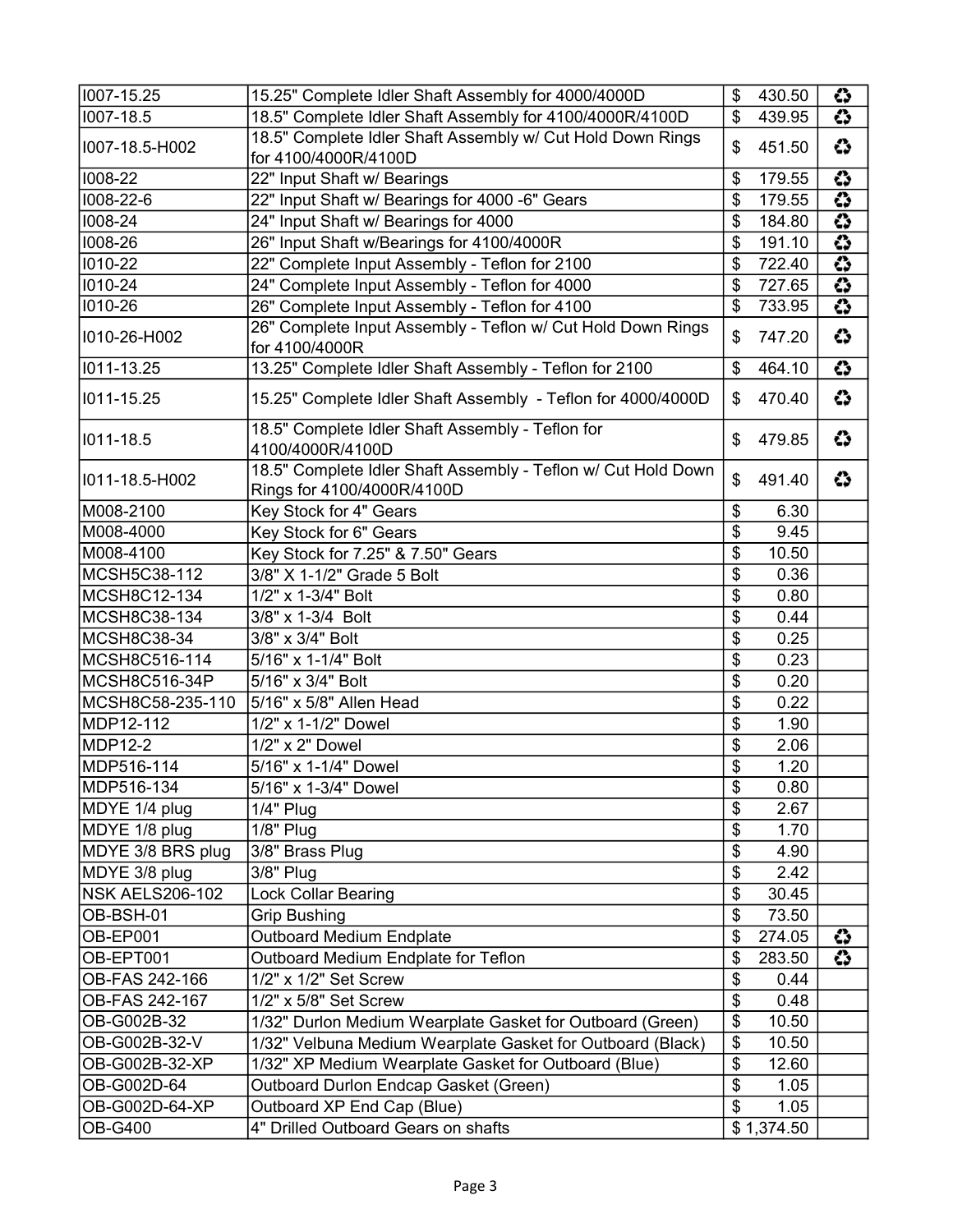| | | | |
|---|---|---|---|
| I007-15.25 | 15.25" Complete Idler Shaft Assembly for 4000/4000D | $ 430.50 | ♻ |
| I007-18.5 | 18.5" Complete Idler Shaft Assembly for 4100/4000R/4100D | $ 439.95 | ♻ |
| I007-18.5-H002 | 18.5" Complete Idler Shaft Assembly w/ Cut Hold Down Rings for 4100/4000R/4100D | $ 451.50 | ♻ |
| I008-22 | 22" Input Shaft w/ Bearings | $ 179.55 | ♻ |
| I008-22-6 | 22" Input Shaft w/ Bearings for 4000 -6" Gears | $ 179.55 | ♻ |
| I008-24 | 24" Input Shaft w/ Bearings for 4000 | $ 184.80 | ♻ |
| I008-26 | 26" Input Shaft w/Bearings for 4100/4000R | $ 191.10 | ♻ |
| I010-22 | 22" Complete Input Assembly - Teflon for 2100 | $ 722.40 | ♻ |
| I010-24 | 24" Complete Input Assembly - Teflon for 4000 | $ 727.65 | ♻ |
| I010-26 | 26" Complete Input Assembly - Teflon for 4100 | $ 733.95 | ♻ |
| I010-26-H002 | 26" Complete Input Assembly - Teflon w/ Cut Hold Down Rings for 4100/4000R | $ 747.20 | ♻ |
| I011-13.25 | 13.25" Complete Idler Shaft Assembly - Teflon for 2100 | $ 464.10 | ♻ |
| I011-15.25 | 15.25" Complete Idler Shaft Assembly - Teflon for 4000/4000D | $ 470.40 | ♻ |
| I011-18.5 | 18.5" Complete Idler Shaft Assembly - Teflon for 4100/4000R/4100D | $ 479.85 | ♻ |
| I011-18.5-H002 | 18.5" Complete Idler Shaft Assembly - Teflon w/ Cut Hold Down Rings for 4100/4000R/4100D | $ 491.40 | ♻ |
| M008-2100 | Key Stock for 4" Gears | $ 6.30 | |
| M008-4000 | Key Stock for 6" Gears | $ 9.45 | |
| M008-4100 | Key Stock for 7.25" & 7.50" Gears | $ 10.50 | |
| MCSH5C38-112 | 3/8" X 1-1/2" Grade 5 Bolt | $ 0.36 | |
| MCSH8C12-134 | 1/2" x 1-3/4" Bolt | $ 0.80 | |
| MCSH8C38-134 | 3/8" x 1-3/4 Bolt | $ 0.44 | |
| MCSH8C38-34 | 3/8" x 3/4" Bolt | $ 0.25 | |
| MCSH8C516-114 | 5/16" x 1-1/4" Bolt | $ 0.23 | |
| MCSH8C516-34P | 5/16" x 3/4" Bolt | $ 0.20 | |
| MCSH8C58-235-110 | 5/16" x 5/8" Allen Head | $ 0.22 | |
| MDP12-112 | 1/2" x 1-1/2" Dowel | $ 1.90 | |
| MDP12-2 | 1/2" x 2" Dowel | $ 2.06 | |
| MDP516-114 | 5/16" x 1-1/4" Dowel | $ 1.20 | |
| MDP516-134 | 5/16" x 1-3/4" Dowel | $ 0.80 | |
| MDYE 1/4 plug | 1/4" Plug | $ 2.67 | |
| MDYE 1/8 plug | 1/8" Plug | $ 1.70 | |
| MDYE 3/8 BRS plug | 3/8" Brass Plug | $ 4.90 | |
| MDYE 3/8 plug | 3/8" Plug | $ 2.42 | |
| NSK AELS206-102 | Lock Collar Bearing | $ 30.45 | |
| OB-BSH-01 | Grip Bushing | $ 73.50 | |
| OB-EP001 | Outboard Medium Endplate | $ 274.05 | ♻ |
| OB-EPT001 | Outboard Medium Endplate for Teflon | $ 283.50 | ♻ |
| OB-FAS 242-166 | 1/2" x 1/2" Set Screw | $ 0.44 | |
| OB-FAS 242-167 | 1/2" x 5/8" Set Screw | $ 0.48 | |
| OB-G002B-32 | 1/32" Durlon Medium Wearplate Gasket for Outboard (Green) | $ 10.50 | |
| OB-G002B-32-V | 1/32" Velbuna Medium Wearplate Gasket for Outboard (Black) | $ 10.50 | |
| OB-G002B-32-XP | 1/32" XP Medium Wearplate Gasket for Outboard (Blue) | $ 12.60 | |
| OB-G002D-64 | Outboard Durlon Endcap Gasket (Green) | $ 1.05 | |
| OB-G002D-64-XP | Outboard XP End Cap (Blue) | $ 1.05 | |
| OB-G400 | 4" Drilled Outboard Gears on shafts | $ 1,374.50 | |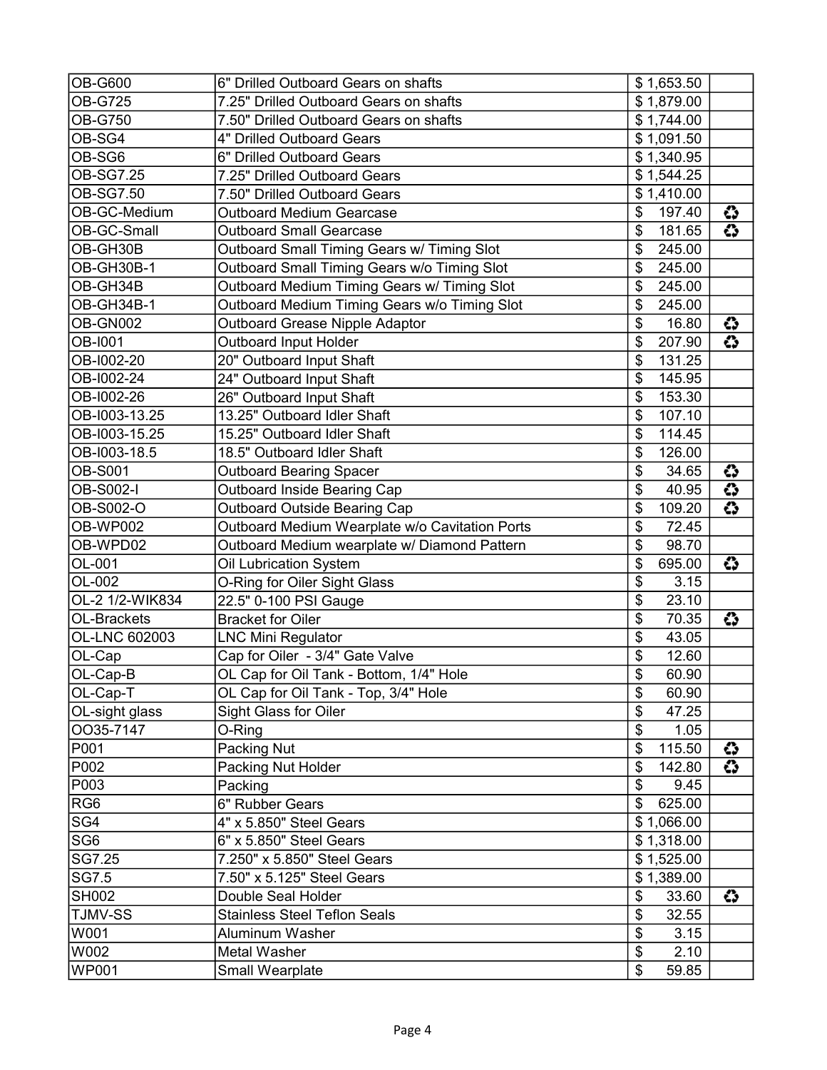| OB-G600 | 6" Drilled Outboard Gears on shafts | $ 1,653.50 | |
|---|---|---|---|
| OB-G725 | 7.25" Drilled Outboard Gears on shafts | $ 1,879.00 | |
| OB-G750 | 7.50" Drilled Outboard Gears on shafts | $ 1,744.00 | |
| OB-SG4 | 4" Drilled Outboard Gears | $ 1,091.50 | |
| OB-SG6 | 6" Drilled Outboard Gears | $ 1,340.95 | |
| OB-SG7.25 | 7.25" Drilled Outboard Gears | $ 1,544.25 | |
| OB-SG7.50 | 7.50" Drilled Outboard Gears | $ 1,410.00 | |
| OB-GC-Medium | Outboard Medium Gearcase | $ 197.40 | ♲ |
| OB-GC-Small | Outboard Small Gearcase | $ 181.65 | ♲ |
| OB-GH30B | Outboard Small Timing Gears w/ Timing Slot | $ 245.00 | |
| OB-GH30B-1 | Outboard Small Timing Gears w/o Timing Slot | $ 245.00 | |
| OB-GH34B | Outboard Medium Timing Gears w/ Timing Slot | $ 245.00 | |
| OB-GH34B-1 | Outboard Medium Timing Gears w/o Timing Slot | $ 245.00 | |
| OB-GN002 | Outboard Grease Nipple Adaptor | $ 16.80 | ♲ |
| OB-I001 | Outboard Input Holder | $ 207.90 | ♲ |
| OB-I002-20 | 20" Outboard Input Shaft | $ 131.25 | |
| OB-I002-24 | 24" Outboard Input Shaft | $ 145.95 | |
| OB-I002-26 | 26" Outboard Input Shaft | $ 153.30 | |
| OB-I003-13.25 | 13.25" Outboard Idler Shaft | $ 107.10 | |
| OB-I003-15.25 | 15.25" Outboard Idler Shaft | $ 114.45 | |
| OB-I003-18.5 | 18.5" Outboard Idler Shaft | $ 126.00 | |
| OB-S001 | Outboard Bearing Spacer | $ 34.65 | ♲ |
| OB-S002-I | Outboard Inside Bearing Cap | $ 40.95 | ♲ |
| OB-S002-O | Outboard Outside Bearing Cap | $ 109.20 | ♲ |
| OB-WP002 | Outboard Medium Wearplate w/o Cavitation Ports | $ 72.45 | |
| OB-WPD02 | Outboard Medium wearplate w/ Diamond Pattern | $ 98.70 | |
| OL-001 | Oil Lubrication System | $ 695.00 | ♲ |
| OL-002 | O-Ring for Oiler Sight Glass | $ 3.15 | |
| OL-2 1/2-WIK834 | 22.5" 0-100 PSI Gauge | $ 23.10 | |
| OL-Brackets | Bracket for Oiler | $ 70.35 | ♲ |
| OL-LNC 602003 | LNC Mini Regulator | $ 43.05 | |
| OL-Cap | Cap for Oiler - 3/4" Gate Valve | $ 12.60 | |
| OL-Cap-B | OL Cap for Oil Tank - Bottom, 1/4" Hole | $ 60.90 | |
| OL-Cap-T | OL Cap for Oil Tank - Top, 3/4" Hole | $ 60.90 | |
| OL-sight glass | Sight Glass for Oiler | $ 47.25 | |
| OO35-7147 | O-Ring | $ 1.05 | |
| P001 | Packing Nut | $ 115.50 | ♲ |
| P002 | Packing Nut Holder | $ 142.80 | ♲ |
| P003 | Packing | $ 9.45 | |
| RG6 | 6" Rubber Gears | $ 625.00 | |
| SG4 | 4" x 5.850" Steel Gears | $ 1,066.00 | |
| SG6 | 6" x 5.850" Steel Gears | $ 1,318.00 | |
| SG7.25 | 7.250" x 5.850" Steel Gears | $ 1,525.00 | |
| SG7.5 | 7.50" x 5.125" Steel Gears | $ 1,389.00 | |
| SH002 | Double Seal Holder | $ 33.60 | ♲ |
| TJMV-SS | Stainless Steel Teflon Seals | $ 32.55 | |
| W001 | Aluminum Washer | $ 3.15 | |
| W002 | Metal Washer | $ 2.10 | |
| WP001 | Small Wearplate | $ 59.85 | |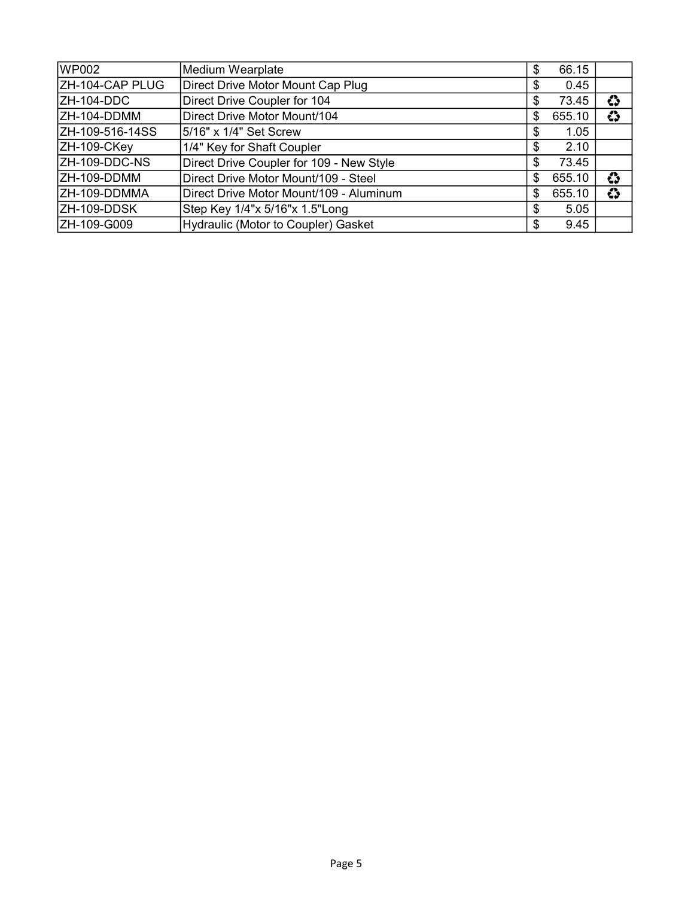| | | | | |
|---|---|---|---|---|
| WP002 | Medium Wearplate | $ | 66.15 | |
| ZH-104-CAP PLUG | Direct Drive Motor Mount Cap Plug | $ | 0.45 | |
| ZH-104-DDC | Direct Drive Coupler for 104 | $ | 73.45 | ♻ |
| ZH-104-DDMM | Direct Drive Motor Mount/104 | $ | 655.10 | ♻ |
| ZH-109-516-14SS | 5/16" x 1/4" Set Screw | $ | 1.05 | |
| ZH-109-CKey | 1/4" Key for Shaft Coupler | $ | 2.10 | |
| ZH-109-DDC-NS | Direct Drive Coupler for 109 - New Style | $ | 73.45 | |
| ZH-109-DDMM | Direct Drive Motor Mount/109 - Steel | $ | 655.10 | ♻ |
| ZH-109-DDMMA | Direct Drive Motor Mount/109 - Aluminum | $ | 655.10 | ♻ |
| ZH-109-DDSK | Step Key 1/4"x 5/16"x 1.5"Long | $ | 5.05 | |
| ZH-109-G009 | Hydraulic (Motor to Coupler) Gasket | $ | 9.45 | |